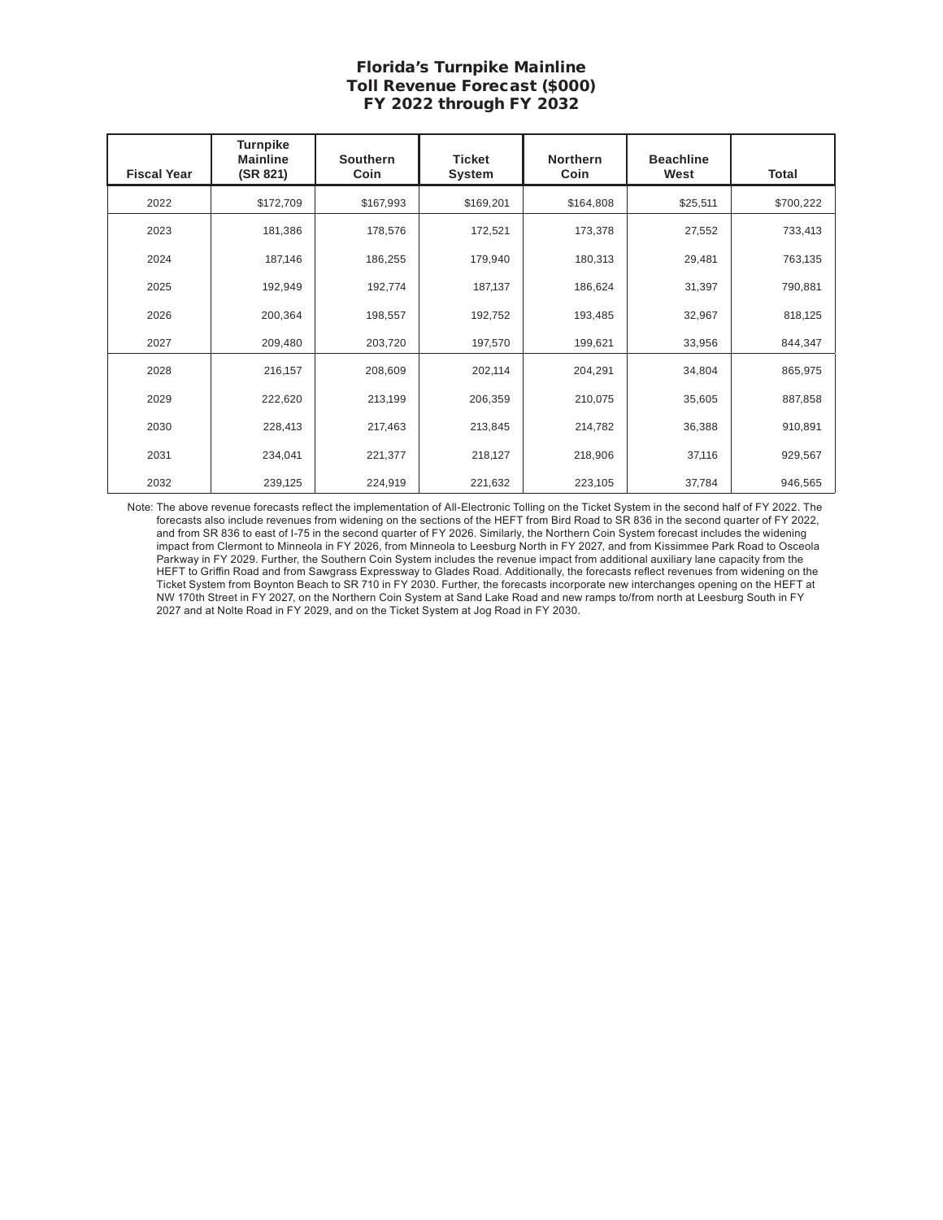# Florida's Turnpike Mainline
## Toll Revenue Forecast ($000)
## FY 2022 through FY 2032

| Fiscal Year | Turnpike Mainline (SR 821) | Southern Coin | Ticket System | Northern Coin | Beachline West | Total |
|---|---|---|---|---|---|---|
| 2022 | $172,709 | $167,993 | $169,201 | $164,808 | $25,511 | $700,222 |
| 2023 | 181,386 | 178,576 | 172,521 | 173,378 | 27,552 | 733,413 |
| 2024 | 187,146 | 186,255 | 179,940 | 180,313 | 29,481 | 763,135 |
| 2025 | 192,949 | 192,774 | 187,137 | 186,624 | 31,397 | 790,881 |
| 2026 | 200,364 | 198,557 | 192,752 | 193,485 | 32,967 | 818,125 |
| 2027 | 209,480 | 203,720 | 197,570 | 199,621 | 33,956 | 844,347 |
| 2028 | 216,157 | 208,609 | 202,114 | 204,291 | 34,804 | 865,975 |
| 2029 | 222,620 | 213,199 | 206,359 | 210,075 | 35,605 | 887,858 |
| 2030 | 228,413 | 217,463 | 213,845 | 214,782 | 36,388 | 910,891 |
| 2031 | 234,041 | 221,377 | 218,127 | 218,906 | 37,116 | 929,567 |
| 2032 | 239,125 | 224,919 | 221,632 | 223,105 | 37,784 | 946,565 |

Note: The above revenue forecasts reflect the implementation of All-Electronic Tolling on the Ticket System in the second half of FY 2022. The forecasts also include revenues from widening on the sections of the HEFT from Bird Road to SR 836 in the second quarter of FY 2022, and from SR 836 to east of I-75 in the second quarter of FY 2026. Similarly, the Northern Coin System forecast includes the widening impact from Clermont to Minneola in FY 2026, from Minneola to Leesburg North in FY 2027, and from Kissimmee Park Road to Osceola Parkway in FY 2029. Further, the Southern Coin System includes the revenue impact from additional auxiliary lane capacity from the HEFT to Griffin Road and from Sawgrass Expressway to Glades Road. Additionally, the forecasts reflect revenues from widening on the Ticket System from Boynton Beach to SR 710 in FY 2030. Further, the forecasts incorporate new interchanges opening on the HEFT at NW 170th Street in FY 2027, on the Northern Coin System at Sand Lake Road and new ramps to/from north at Leesburg South in FY 2027 and at Nolte Road in FY 2029, and on the Ticket System at Jog Road in FY 2030.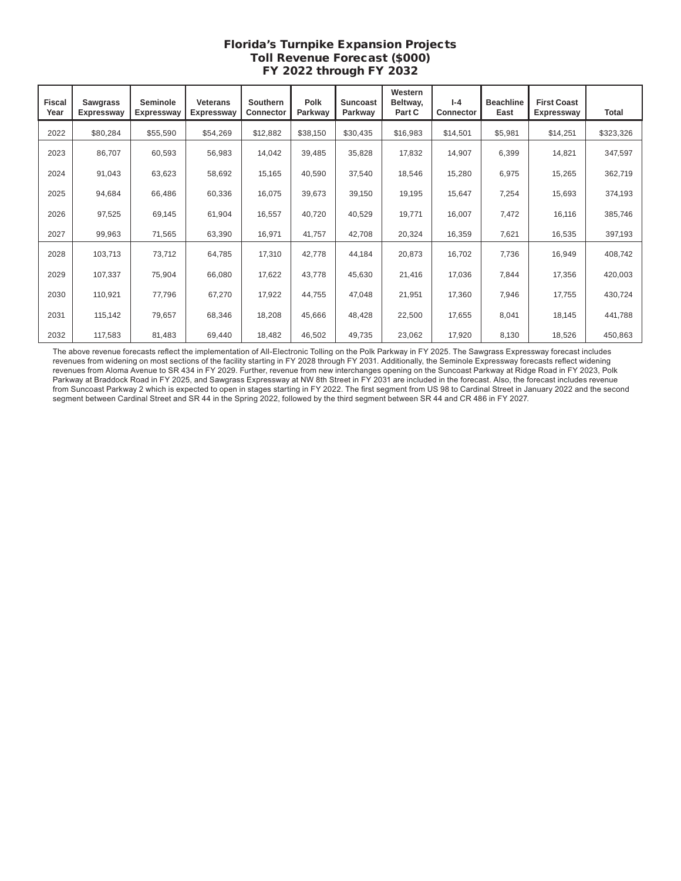# Florida's Turnpike Expansion Projects
## Toll Revenue Forecast ($000)
## FY 2022 through FY 2032

| Fiscal Year | Sawgrass Expressway | Seminole Expressway | Veterans Expressway | Southern Connector | Polk Parkway | Suncoast Parkway | Western Beltway, Part C | I-4 Connector | Beachline East | First Coast Expressway | Total |
|---|---|---|---|---|---|---|---|---|---|---|---|
| 2022 | $80,284 | $55,590 | $54,269 | $12,882 | $38,150 | $30,435 | $16,983 | $14,501 | $5,981 | $14,251 | $323,326 |
| 2023 | 86,707 | 60,593 | 56,983 | 14,042 | 39,485 | 35,828 | 17,832 | 14,907 | 6,399 | 14,821 | 347,597 |
| 2024 | 91,043 | 63,623 | 58,692 | 15,165 | 40,590 | 37,540 | 18,546 | 15,280 | 6,975 | 15,265 | 362,719 |
| 2025 | 94,684 | 66,486 | 60,336 | 16,075 | 39,673 | 39,150 | 19,195 | 15,647 | 7,254 | 15,693 | 374,193 |
| 2026 | 97,525 | 69,145 | 61,904 | 16,557 | 40,720 | 40,529 | 19,771 | 16,007 | 7,472 | 16,116 | 385,746 |
| 2027 | 99,963 | 71,565 | 63,390 | 16,971 | 41,757 | 42,708 | 20,324 | 16,359 | 7,621 | 16,535 | 397,193 |
| 2028 | 103,713 | 73,712 | 64,785 | 17,310 | 42,778 | 44,184 | 20,873 | 16,702 | 7,736 | 16,949 | 408,742 |
| 2029 | 107,337 | 75,904 | 66,080 | 17,622 | 43,778 | 45,630 | 21,416 | 17,036 | 7,844 | 17,356 | 420,003 |
| 2030 | 110,921 | 77,796 | 67,270 | 17,922 | 44,755 | 47,048 | 21,951 | 17,360 | 7,946 | 17,755 | 430,724 |
| 2031 | 115,142 | 79,657 | 68,346 | 18,208 | 45,666 | 48,428 | 22,500 | 17,655 | 8,041 | 18,145 | 441,788 |
| 2032 | 117,583 | 81,483 | 69,440 | 18,482 | 46,502 | 49,735 | 23,062 | 17,920 | 8,130 | 18,526 | 450,863 |

The above revenue forecasts reflect the implementation of All-Electronic Tolling on the Polk Parkway in FY 2025. The Sawgrass Expressway forecast includes revenues from widening on most sections of the facility starting in FY 2028 through FY 2031. Additionally, the Seminole Expressway forecasts reflect widening revenues from Aloma Avenue to SR 434 in FY 2029. Further, revenue from new interchanges opening on the Suncoast Parkway at Ridge Road in FY 2023, Polk Parkway at Braddock Road in FY 2025, and Sawgrass Expressway at NW 8th Street in FY 2031 are included in the forecast. Also, the forecast includes revenue from Suncoast Parkway 2 which is expected to open in stages starting in FY 2022. The first segment from US 98 to Cardinal Street in January 2022 and the second segment between Cardinal Street and SR 44 in the Spring 2022, followed by the third segment between SR 44 and CR 486 in FY 2027.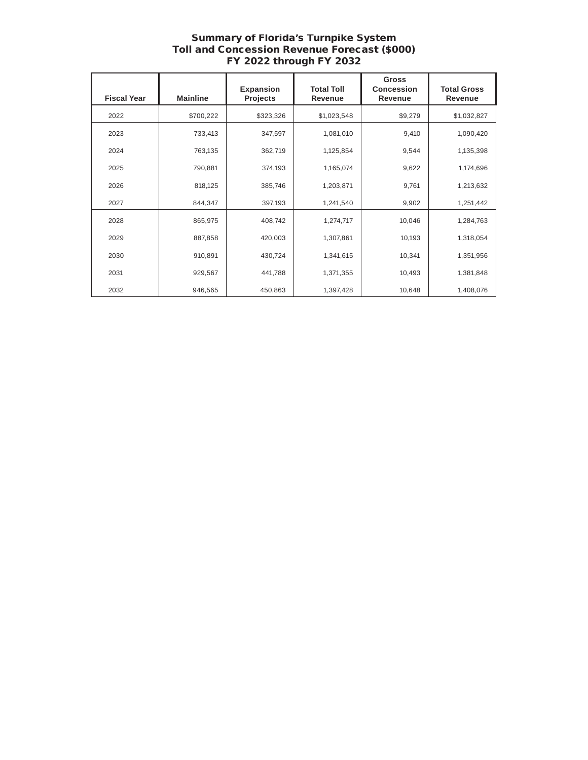## Summary of Florida's Turnpike System
## Toll and Concession Revenue Forecast ($000)
## FY 2022 through FY 2032

| Fiscal Year | Mainline | Expansion Projects | Total Toll Revenue | Gross Concession Revenue | Total Gross Revenue |
|---|---|---|---|---|---|
| 2022 | $700,222 | $323,326 | $1,023,548 | $9,279 | $1,032,827 |
| 2023 | 733,413 | 347,597 | 1,081,010 | 9,410 | 1,090,420 |
| 2024 | 763,135 | 362,719 | 1,125,854 | 9,544 | 1,135,398 |
| 2025 | 790,881 | 374,193 | 1,165,074 | 9,622 | 1,174,696 |
| 2026 | 818,125 | 385,746 | 1,203,871 | 9,761 | 1,213,632 |
| 2027 | 844,347 | 397,193 | 1,241,540 | 9,902 | 1,251,442 |
| 2028 | 865,975 | 408,742 | 1,274,717 | 10,046 | 1,284,763 |
| 2029 | 887,858 | 420,003 | 1,307,861 | 10,193 | 1,318,054 |
| 2030 | 910,891 | 430,724 | 1,341,615 | 10,341 | 1,351,956 |
| 2031 | 929,567 | 441,788 | 1,371,355 | 10,493 | 1,381,848 |
| 2032 | 946,565 | 450,863 | 1,397,428 | 10,648 | 1,408,076 |